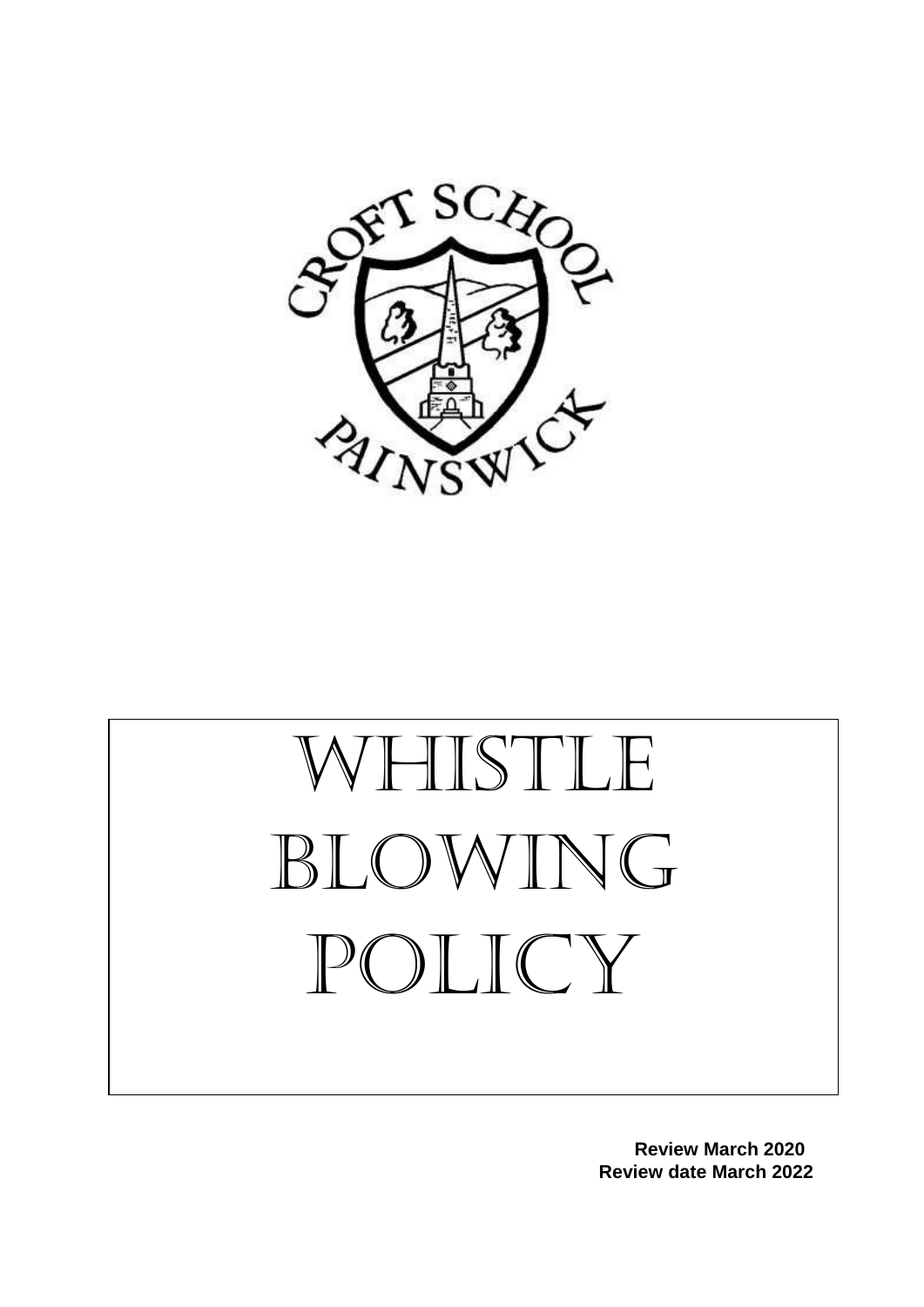# WHISTLE BLOWING POLICY

**Review March 2020**
**Review date March 2022**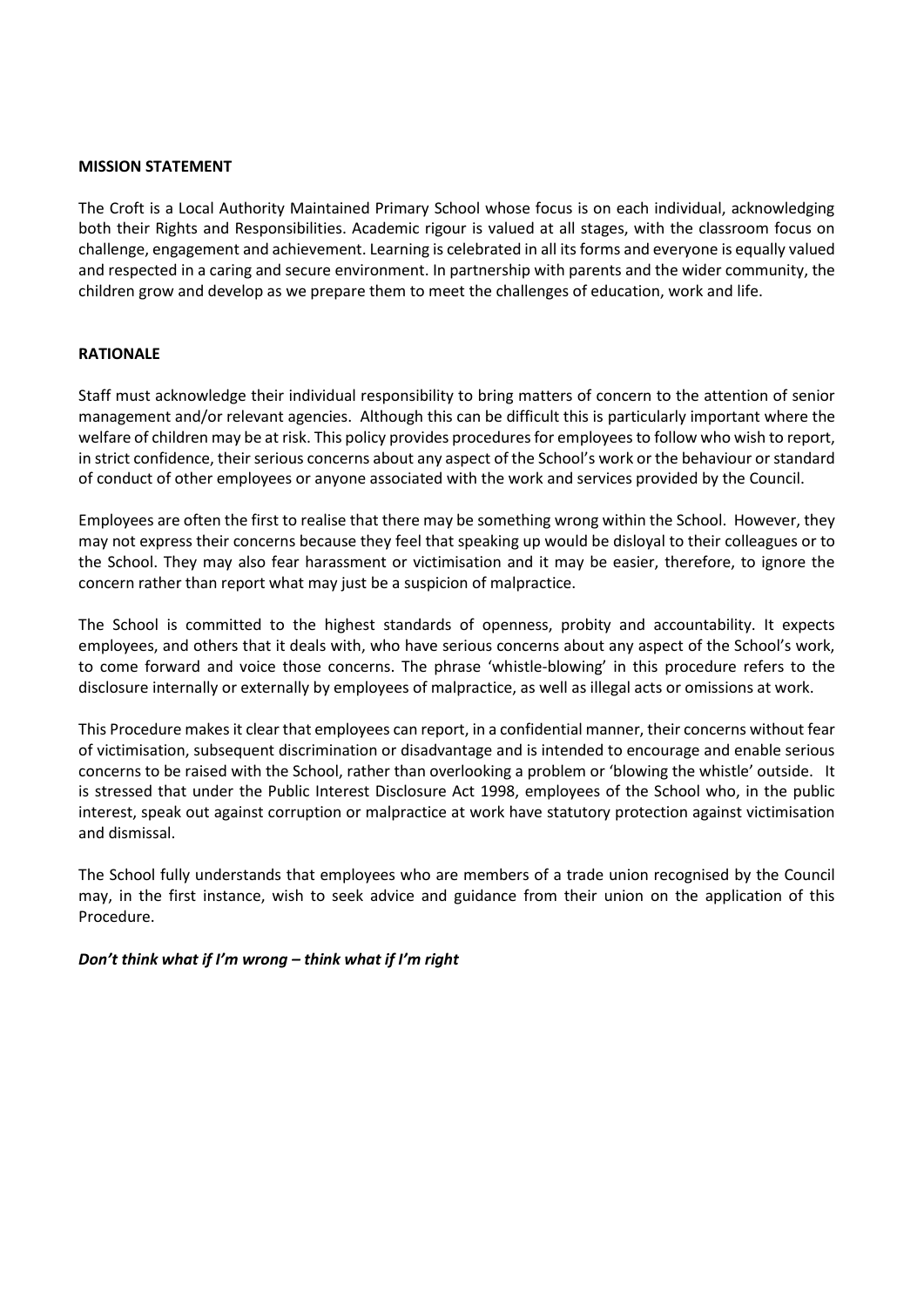**MISSION STATEMENT**

The Croft is a Local Authority Maintained Primary School whose focus is on each individual, acknowledging both their Rights and Responsibilities. Academic rigour is valued at all stages, with the classroom focus on challenge, engagement and achievement. Learning is celebrated in all its forms and everyone is equally valued and respected in a caring and secure environment. In partnership with parents and the wider community, the children grow and develop as we prepare them to meet the challenges of education, work and life.

**RATIONALE**

Staff must acknowledge their individual responsibility to bring matters of concern to the attention of senior management and/or relevant agencies. Although this can be difficult this is particularly important where the welfare of children may be at risk. This policy provides procedures for employees to follow who wish to report, in strict confidence, their serious concerns about any aspect of the School's work or the behaviour or standard of conduct of other employees or anyone associated with the work and services provided by the Council.

Employees are often the first to realise that there may be something wrong within the School. However, they may not express their concerns because they feel that speaking up would be disloyal to their colleagues or to the School. They may also fear harassment or victimisation and it may be easier, therefore, to ignore the concern rather than report what may just be a suspicion of malpractice.

The School is committed to the highest standards of openness, probity and accountability. It expects employees, and others that it deals with, who have serious concerns about any aspect of the School's work, to come forward and voice those concerns. The phrase 'whistle-blowing' in this procedure refers to the disclosure internally or externally by employees of malpractice, as well as illegal acts or omissions at work.

This Procedure makes it clear that employees can report, in a confidential manner, their concerns without fear of victimisation, subsequent discrimination or disadvantage and is intended to encourage and enable serious concerns to be raised with the School, rather than overlooking a problem or 'blowing the whistle' outside. It is stressed that under the Public Interest Disclosure Act 1998, employees of the School who, in the public interest, speak out against corruption or malpractice at work have statutory protection against victimisation and dismissal.

The School fully understands that employees who are members of a trade union recognised by the Council may, in the first instance, wish to seek advice and guidance from their union on the application of this Procedure.

***Don't think what if I'm wrong – think what if I'm right***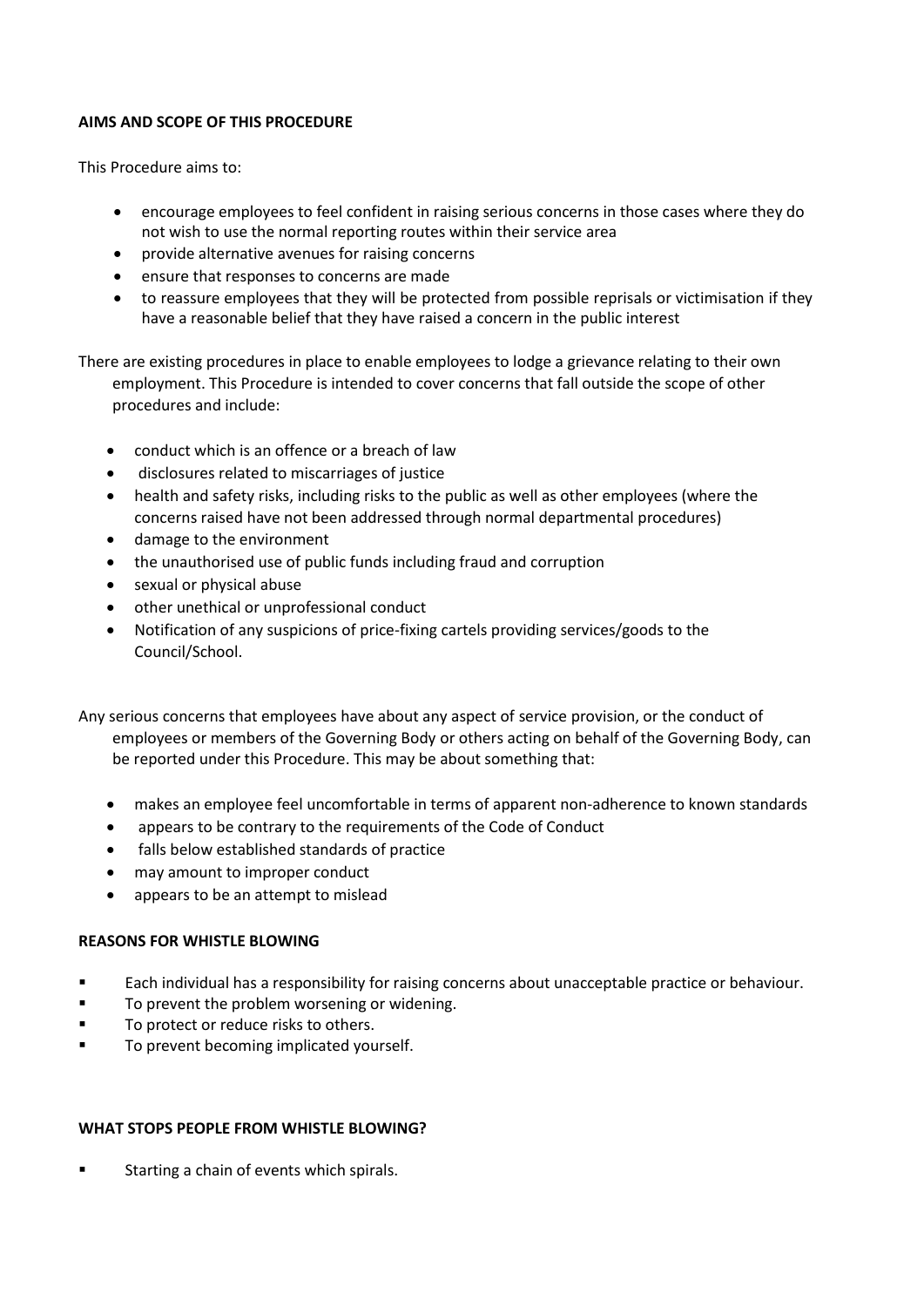## AIMS AND SCOPE OF THIS PROCEDURE

This Procedure aims to:

- encourage employees to feel confident in raising serious concerns in those cases where they do not wish to use the normal reporting routes within their service area
- provide alternative avenues for raising concerns
- ensure that responses to concerns are made
- to reassure employees that they will be protected from possible reprisals or victimisation if they have a reasonable belief that they have raised a concern in the public interest

There are existing procedures in place to enable employees to lodge a grievance relating to their own employment. This Procedure is intended to cover concerns that fall outside the scope of other procedures and include:

- conduct which is an offence or a breach of law
- disclosures related to miscarriages of justice
- health and safety risks, including risks to the public as well as other employees (where the concerns raised have not been addressed through normal departmental procedures)
- damage to the environment
- the unauthorised use of public funds including fraud and corruption
- sexual or physical abuse
- other unethical or unprofessional conduct
- Notification of any suspicions of price-fixing cartels providing services/goods to the Council/School.

Any serious concerns that employees have about any aspect of service provision, or the conduct of employees or members of the Governing Body or others acting on behalf of the Governing Body, can be reported under this Procedure. This may be about something that:

- makes an employee feel uncomfortable in terms of apparent non-adherence to known standards
- appears to be contrary to the requirements of the Code of Conduct
- falls below established standards of practice
- may amount to improper conduct
- appears to be an attempt to mislead

## REASONS FOR WHISTLE BLOWING

- Each individual has a responsibility for raising concerns about unacceptable practice or behaviour.
- To prevent the problem worsening or widening.
- To protect or reduce risks to others.
- To prevent becoming implicated yourself.

## WHAT STOPS PEOPLE FROM WHISTLE BLOWING?

- Starting a chain of events which spirals.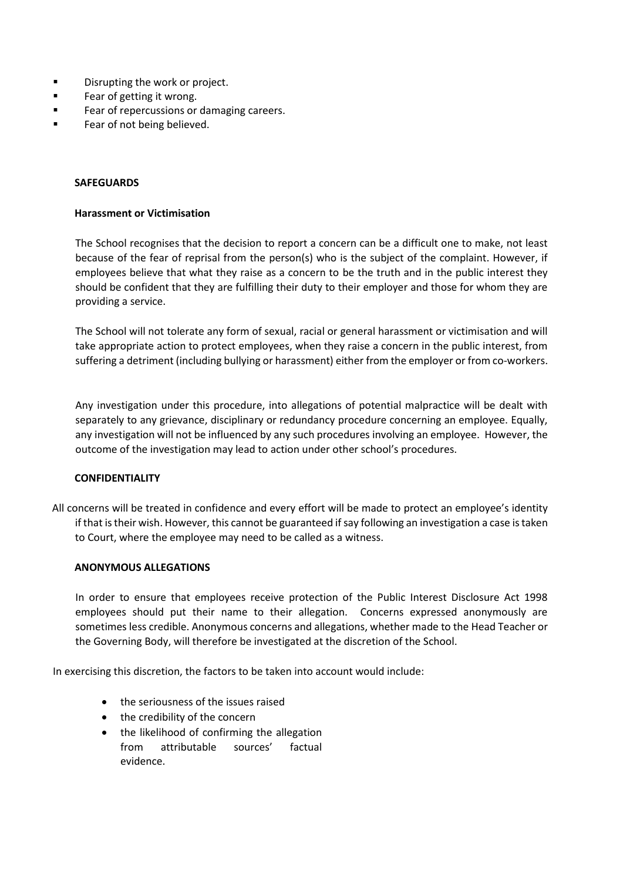- Disrupting the work or project.
- Fear of getting it wrong.
- Fear of repercussions or damaging careers.
- Fear of not being believed.

## SAFEGUARDS

### Harassment or Victimisation

The School recognises that the decision to report a concern can be a difficult one to make, not least because of the fear of reprisal from the person(s) who is the subject of the complaint. However, if employees believe that what they raise as a concern to be the truth and in the public interest they should be confident that they are fulfilling their duty to their employer and those for whom they are providing a service.

The School will not tolerate any form of sexual, racial or general harassment or victimisation and will take appropriate action to protect employees, when they raise a concern in the public interest, from suffering a detriment (including bullying or harassment) either from the employer or from co-workers.

Any investigation under this procedure, into allegations of potential malpractice will be dealt with separately to any grievance, disciplinary or redundancy procedure concerning an employee. Equally, any investigation will not be influenced by any such procedures involving an employee. However, the outcome of the investigation may lead to action under other school's procedures.

## CONFIDENTIALITY

All concerns will be treated in confidence and every effort will be made to protect an employee's identity if that is their wish. However, this cannot be guaranteed if say following an investigation a case is taken to Court, where the employee may need to be called as a witness.

## ANONYMOUS ALLEGATIONS

In order to ensure that employees receive protection of the Public Interest Disclosure Act 1998 employees should put their name to their allegation. Concerns expressed anonymously are sometimes less credible. Anonymous concerns and allegations, whether made to the Head Teacher or the Governing Body, will therefore be investigated at the discretion of the School.

In exercising this discretion, the factors to be taken into account would include:

- the seriousness of the issues raised
- the credibility of the concern
- the likelihood of confirming the allegation from attributable sources' factual evidence.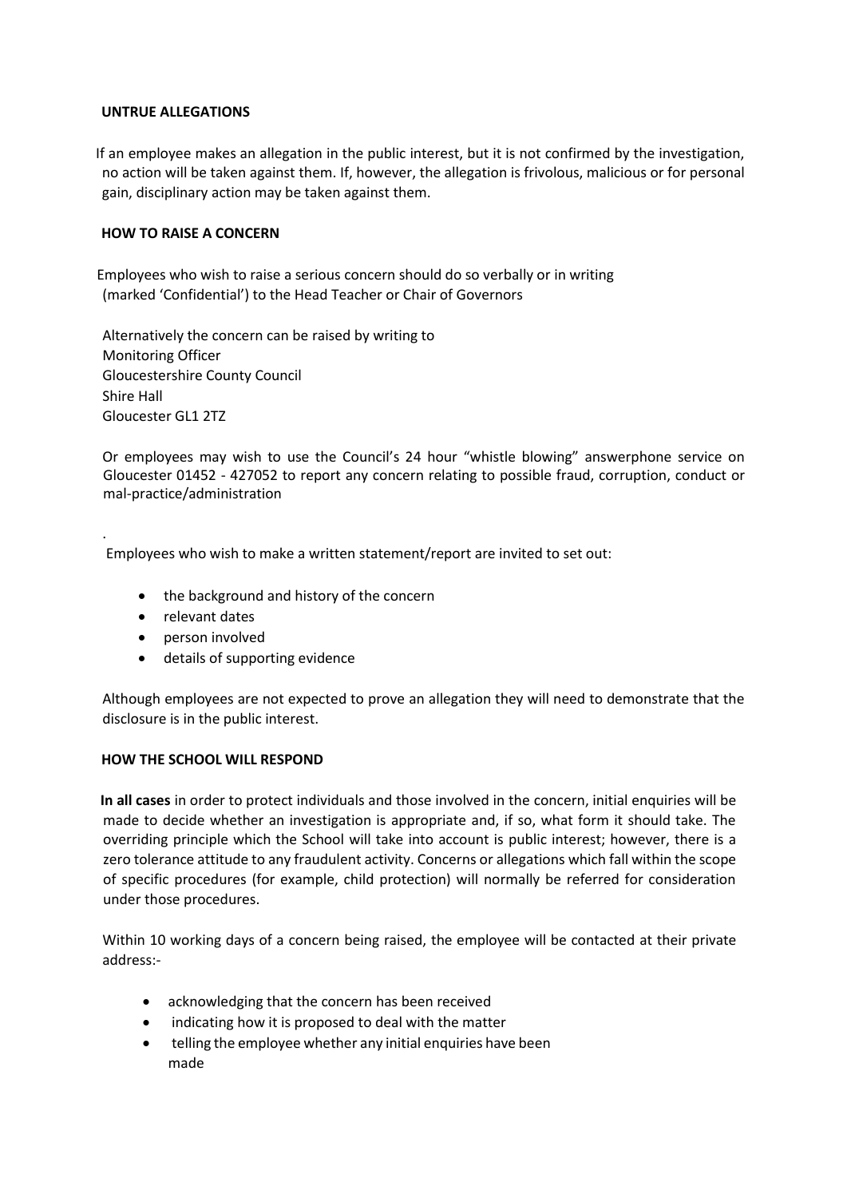## UNTRUE ALLEGATIONS

If an employee makes an allegation in the public interest, but it is not confirmed by the investigation, no action will be taken against them. If, however, the allegation is frivolous, malicious or for personal gain, disciplinary action may be taken against them.

## HOW TO RAISE A CONCERN

Employees who wish to raise a serious concern should do so verbally or in writing (marked 'Confidential') to the Head Teacher or Chair of Governors

Alternatively the concern can be raised by writing to
Monitoring Officer
Gloucestershire County Council
Shire Hall
Gloucester GL1 2TZ

Or employees may wish to use the Council's 24 hour "whistle blowing" answerphone service on Gloucester 01452 - 427052 to report any concern relating to possible fraud, corruption, conduct or mal-practice/administration

.

Employees who wish to make a written statement/report are invited to set out:

- the background and history of the concern
- relevant dates
- person involved
- details of supporting evidence

Although employees are not expected to prove an allegation they will need to demonstrate that the disclosure is in the public interest.

## HOW THE SCHOOL WILL RESPOND

**In all cases** in order to protect individuals and those involved in the concern, initial enquiries will be made to decide whether an investigation is appropriate and, if so, what form it should take. The overriding principle which the School will take into account is public interest; however, there is a zero tolerance attitude to any fraudulent activity. Concerns or allegations which fall within the scope of specific procedures (for example, child protection) will normally be referred for consideration under those procedures.

Within 10 working days of a concern being raised, the employee will be contacted at their private address:-

- acknowledging that the concern has been received
- indicating how it is proposed to deal with the matter
- telling the employee whether any initial enquiries have been made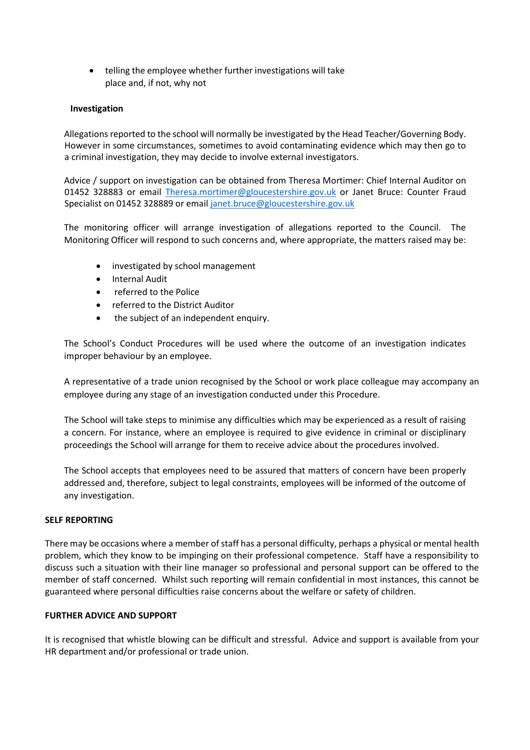- telling the employee whether further investigations will take place and, if not, why not

**Investigation**

Allegations reported to the school will normally be investigated by the Head Teacher/Governing Body. However in some circumstances, sometimes to avoid contaminating evidence which may then go to a criminal investigation, they may decide to involve external investigators.

Advice / support on investigation can be obtained from Theresa Mortimer: Chief Internal Auditor on 01452 328883 or email Theresa.mortimer@gloucestershire.gov.uk or Janet Bruce: Counter Fraud Specialist on 01452 328889 or email janet.bruce@gloucestershire.gov.uk

The monitoring officer will arrange investigation of allegations reported to the Council. The Monitoring Officer will respond to such concerns and, where appropriate, the matters raised may be:

- investigated by school management
- Internal Audit
- referred to the Police
- referred to the District Auditor
- the subject of an independent enquiry.

The School's Conduct Procedures will be used where the outcome of an investigation indicates improper behaviour by an employee.

A representative of a trade union recognised by the School or work place colleague may accompany an employee during any stage of an investigation conducted under this Procedure.

The School will take steps to minimise any difficulties which may be experienced as a result of raising a concern. For instance, where an employee is required to give evidence in criminal or disciplinary proceedings the School will arrange for them to receive advice about the procedures involved.

The School accepts that employees need to be assured that matters of concern have been properly addressed and, therefore, subject to legal constraints, employees will be informed of the outcome of any investigation.

**SELF REPORTING**

There may be occasions where a member of staff has a personal difficulty, perhaps a physical or mental health problem, which they know to be impinging on their professional competence. Staff have a responsibility to discuss such a situation with their line manager so professional and personal support can be offered to the member of staff concerned. Whilst such reporting will remain confidential in most instances, this cannot be guaranteed where personal difficulties raise concerns about the welfare or safety of children.

**FURTHER ADVICE AND SUPPORT**

It is recognised that whistle blowing can be difficult and stressful. Advice and support is available from your HR department and/or professional or trade union.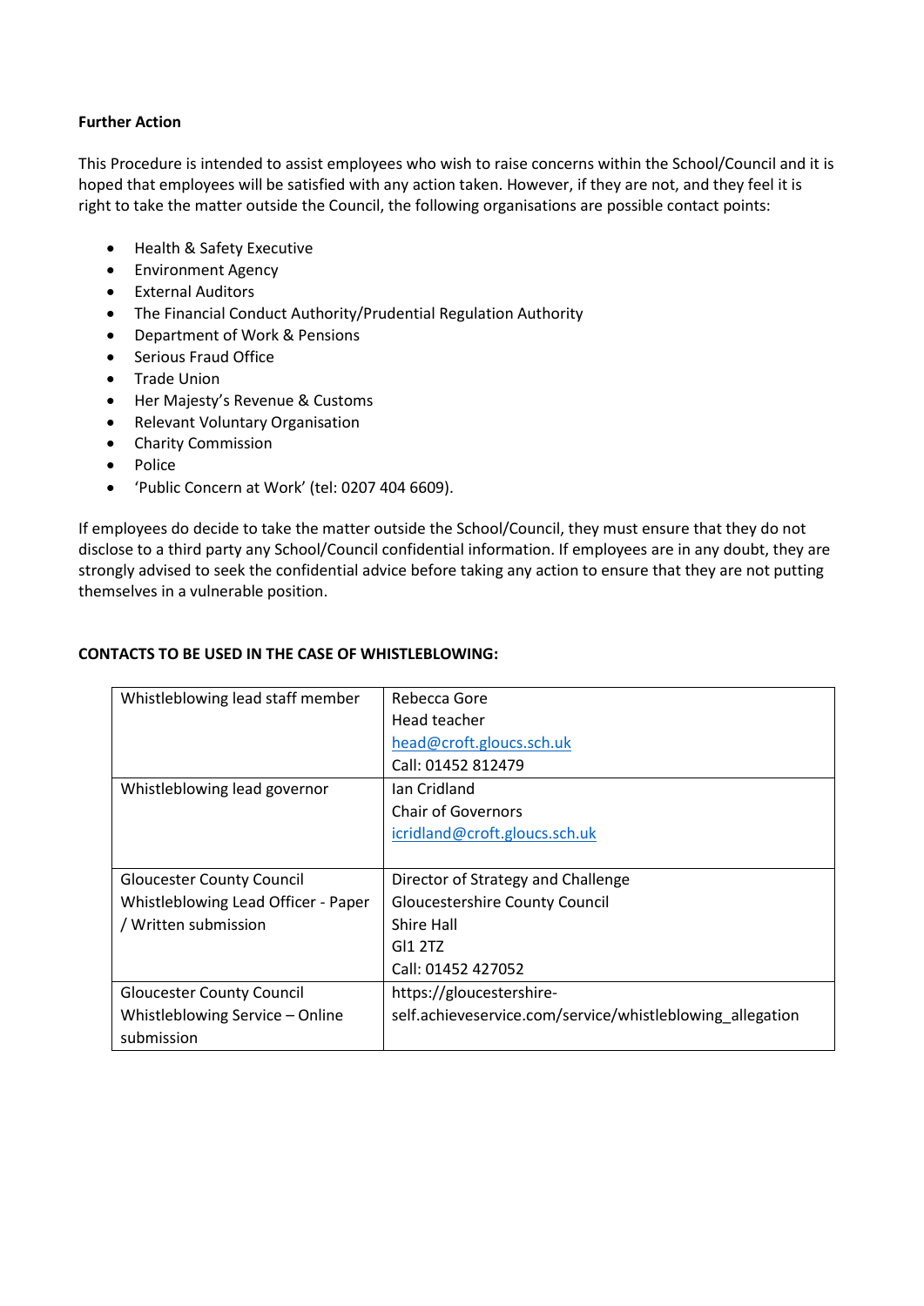**Further Action**

This Procedure is intended to assist employees who wish to raise concerns within the School/Council and it is hoped that employees will be satisfied with any action taken. However, if they are not, and they feel it is right to take the matter outside the Council, the following organisations are possible contact points:

- Health & Safety Executive
- Environment Agency
- External Auditors
- The Financial Conduct Authority/Prudential Regulation Authority
- Department of Work & Pensions
- Serious Fraud Office
- Trade Union
- Her Majesty's Revenue & Customs
- Relevant Voluntary Organisation
- Charity Commission
- Police
- 'Public Concern at Work' (tel: 0207 404 6609).

If employees do decide to take the matter outside the School/Council, they must ensure that they do not disclose to a third party any School/Council confidential information. If employees are in any doubt, they are strongly advised to seek the confidential advice before taking any action to ensure that they are not putting themselves in a vulnerable position.

**CONTACTS TO BE USED IN THE CASE OF WHISTLEBLOWING:**

| | |
|---|---|
| Whistleblowing lead staff member | Rebecca Gore<br>Head teacher<br>head@croft.gloucs.sch.uk<br>Call: 01452 812479 |
| Whistleblowing lead governor | Ian Cridland<br>Chair of Governors<br>icridland@croft.gloucs.sch.uk |
| Gloucester County Council Whistleblowing Lead Officer - Paper / Written submission | Director of Strategy and Challenge<br>Gloucestershire County Council<br>Shire Hall<br>Gl1 2TZ<br>Call: 01452 427052 |
| Gloucester County Council Whistleblowing Service – Online submission | https://gloucestershire-self.achieveservice.com/service/whistleblowing_allegation |